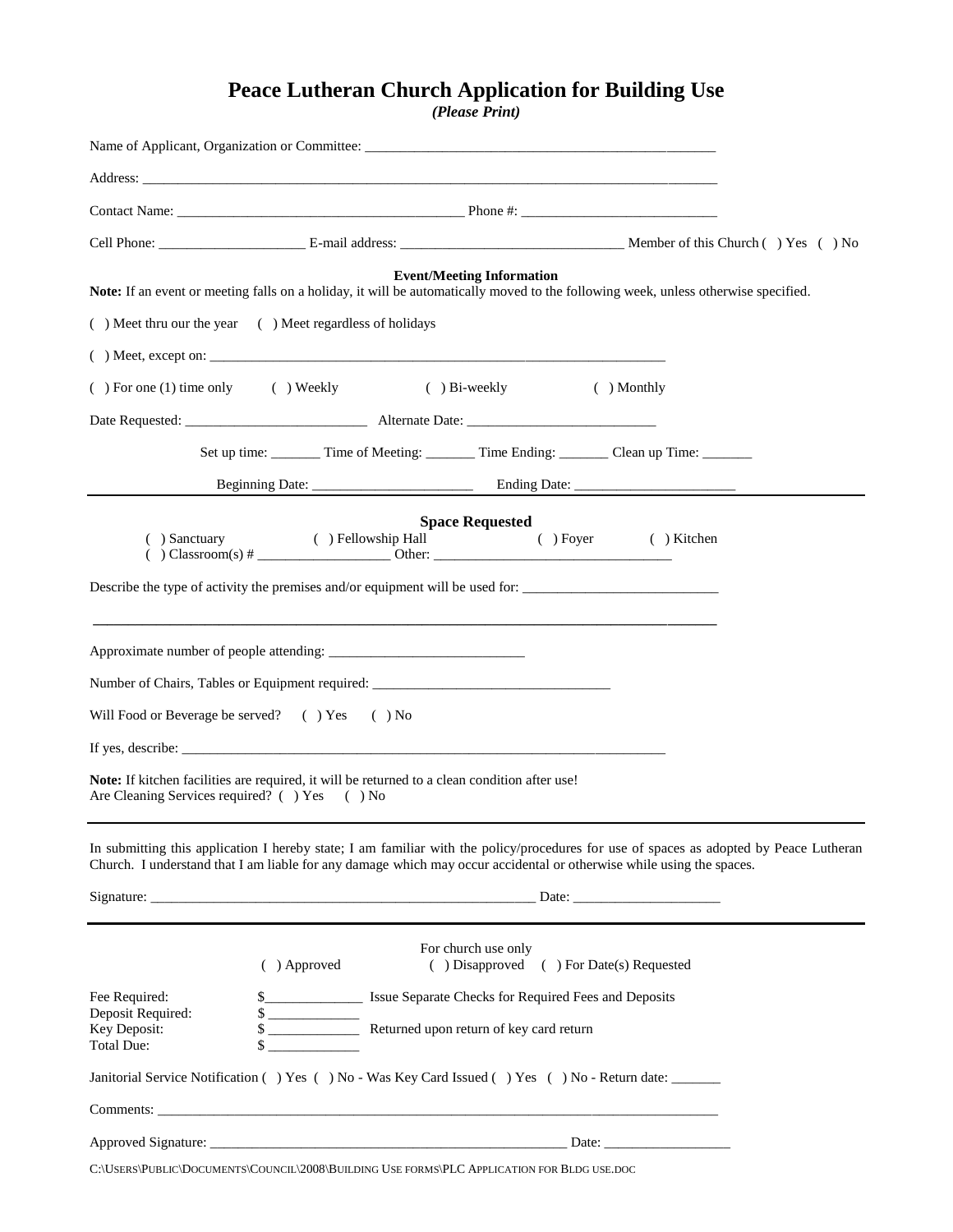# Peace Lutheran Church Application for Building Use

*(Please Print)*

Name of Applicant, Organization or Committee: ___________________________________________________

Address: ___________________________________________________________________________________

Contact Name: ________________________________________ Phone #: ___________________________

Cell Phone: ____________________ E-mail address: ______________________________ Member of this Church ( ) Yes ( ) No

**Event/Meeting Information**

**Note:** If an event or meeting falls on a holiday, it will be automatically moved to the following week, unless otherwise specified.

( ) Meet thru our the year ( ) Meet regardless of holidays

( ) Meet, except on: _____________________________________________________________

( ) For one (1) time only ( ) Weekly ( ) Bi-weekly ( ) Monthly

Date Requested: _________________________ Alternate Date: __________________________

Set up time: _______ Time of Meeting: _______ Time Ending: _______ Clean up Time: _______

Beginning Date: ______________________ Ending Date: ______________________

---

**Space Requested**

( ) Sanctuary ( ) Fellowship Hall ( ) Foyer ( ) Kitchen

( ) Classroom(s) # __________________ Other: ________________________________

Describe the type of activity the premises and/or equipment will be used for: ___________________________

_____________________________________________________________________________________

Approximate number of people attending: ___________________________

Number of Chairs, Tables or Equipment required: _________________________________

Will Food or Beverage be served? ( ) Yes ( ) No

If yes, describe: _____________________________________________________________________

**Note:** If kitchen facilities are required, it will be returned to a clean condition after use!
Are Cleaning Services required? ( ) Yes ( ) No

---

In submitting this application I hereby state; I am familiar with the policy/procedures for use of spaces as adopted by Peace Lutheran Church. I understand that I am liable for any damage which may occur accidental or otherwise while using the spaces.

Signature: ______________________________________________________ Date: ____________________

---

For church use only

( ) Approved ( ) Disapproved ( ) For Date(s) Requested

Fee Required: $_____________ Issue Separate Checks for Required Fees and Deposits
Deposit Required: $ ____________
Key Deposit: $ ____________ Returned upon return of key card return
Total Due: $ ____________

Janitorial Service Notification ( ) Yes ( ) No - Was Key Card Issued ( ) Yes ( ) No - Return date: _______

Comments: _________________________________________________________________________________

Approved Signature: ___________________________________________________ Date: _________________

C:\Users\Public\Documents\Council\2008\Building Use forms\PLC Application for Bldg use.doc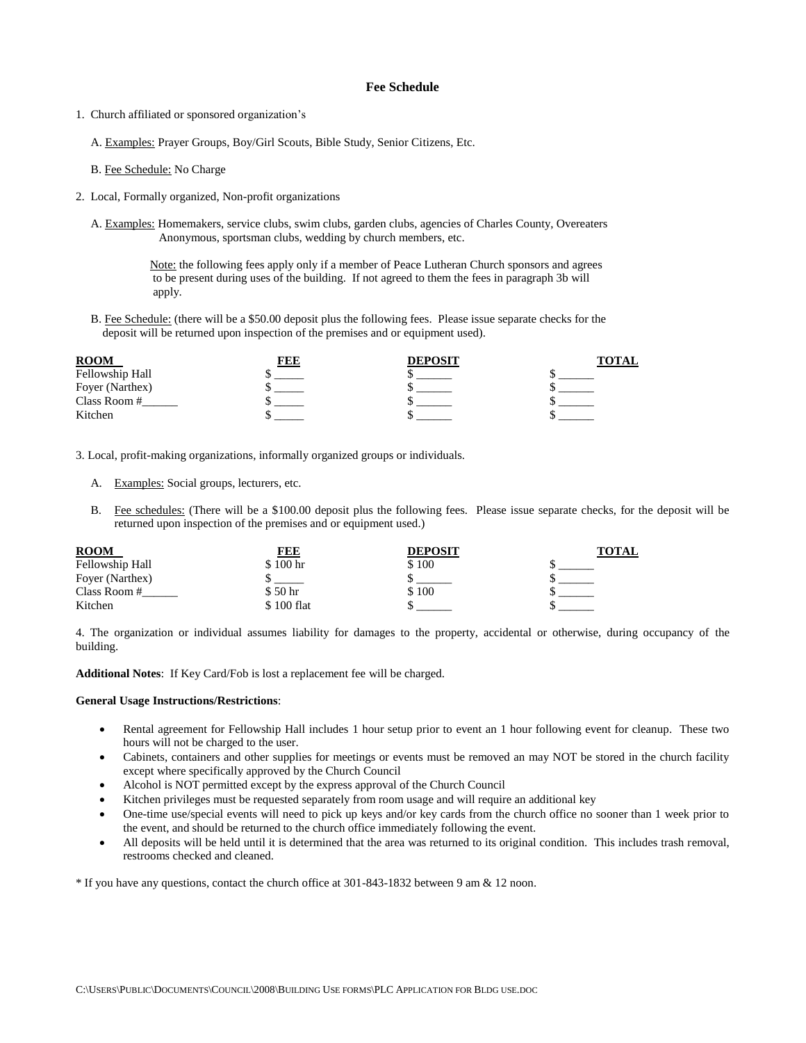# Fee Schedule

1. Church affiliated or sponsored organization's

   A. Examples: Prayer Groups, Boy/Girl Scouts, Bible Study, Senior Citizens, Etc.

   B. Fee Schedule: No Charge

2. Local, Formally organized, Non-profit organizations

   A. Examples: Homemakers, service clubs, swim clubs, garden clubs, agencies of Charles County, Overeaters Anonymous, sportsman clubs, wedding by church members, etc.

   Note: the following fees apply only if a member of Peace Lutheran Church sponsors and agrees to be present during uses of the building. If not agreed to them the fees in paragraph 3b will apply.

   B. Fee Schedule: (there will be a $50.00 deposit plus the following fees. Please issue separate checks for the deposit will be returned upon inspection of the premises and or equipment used).

| ROOM | FEE | DEPOSIT | TOTAL |
|---|---|---|---|
| Fellowship Hall | $ _____ | $ ______ | $ ______ |
| Foyer (Narthex) | $ _____ | $ ______ | $ ______ |
| Class Room #______ | $ _____ | $ ______ | $ ______ |
| Kitchen | $ _____ | $ ______ | $ ______ |

3. Local, profit-making organizations, informally organized groups or individuals.

   A. Examples: Social groups, lecturers, etc.

   B. Fee schedules: (There will be a $100.00 deposit plus the following fees. Please issue separate checks, for the deposit will be returned upon inspection of the premises and or equipment used.)

| ROOM | FEE | DEPOSIT | TOTAL |
|---|---|---|---|
| Fellowship Hall | $ 100 hr | $ 100 | $ ______ |
| Foyer (Narthex) | $ _____ | $ ______ | $ ______ |
| Class Room #______ | $ 50 hr | $ 100 | $ ______ |
| Kitchen | $ 100 flat | $ ______ | $ ______ |

4. The organization or individual assumes liability for damages to the property, accidental or otherwise, during occupancy of the building.

**Additional Notes**: If Key Card/Fob is lost a replacement fee will be charged.

**General Usage Instructions/Restrictions**:

- Rental agreement for Fellowship Hall includes 1 hour setup prior to event an 1 hour following event for cleanup. These two hours will not be charged to the user.
- Cabinets, containers and other supplies for meetings or events must be removed an may NOT be stored in the church facility except where specifically approved by the Church Council
- Alcohol is NOT permitted except by the express approval of the Church Council
- Kitchen privileges must be requested separately from room usage and will require an additional key
- One-time use/special events will need to pick up keys and/or key cards from the church office no sooner than 1 week prior to the event, and should be returned to the church office immediately following the event.
- All deposits will be held until it is determined that the area was returned to its original condition. This includes trash removal, restrooms checked and cleaned.

* If you have any questions, contact the church office at 301-843-1832 between 9 am & 12 noon.

C:\USERS\PUBLIC\DOCUMENTS\COUNCIL\2008\BUILDING USE FORMS\PLC APPLICATION FOR BLDG USE.DOC